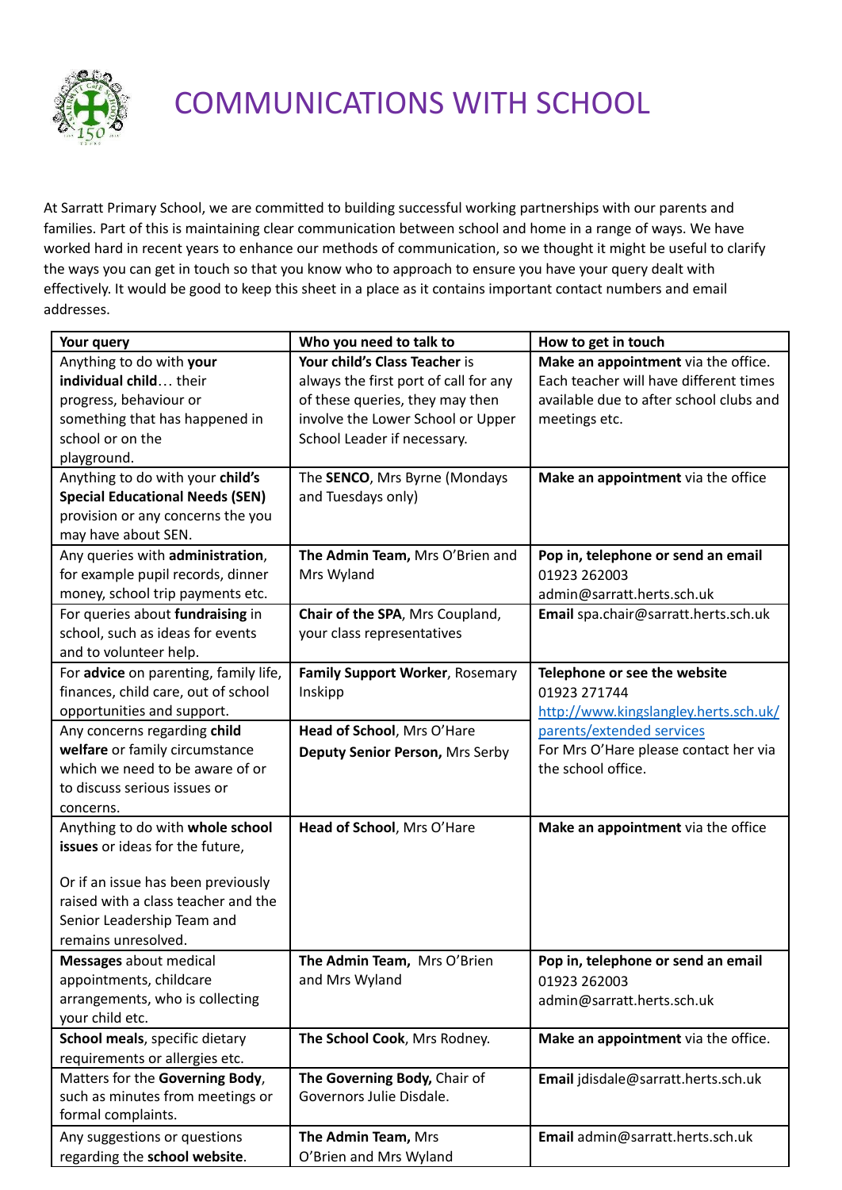# COMMUNICATIONS WITH SCHOOL

At Sarratt Primary School, we are committed to building successful working partnerships with our parents and families. Part of this is maintaining clear communication between school and home in a range of ways. We have worked hard in recent years to enhance our methods of communication, so we thought it might be useful to clarify the ways you can get in touch so that you know who to approach to ensure you have your query dealt with effectively. It would be good to keep this sheet in a place as it contains important contact numbers and email addresses.

| Your query | Who you need to talk to | How to get in touch |
|---|---|---|
| Anything to do with **your individual child**… their progress, behaviour or something that has happened in school or on the playground. | **Your child's Class Teacher** is always the first port of call for any of these queries, they may then involve the Lower School or Upper School Leader if necessary. | **Make an appointment** via the office. Each teacher will have different times available due to after school clubs and meetings etc. |
| Anything to do with your **child's Special Educational Needs (SEN)** provision or any concerns the you may have about SEN. | The **SENCO**, Mrs Byrne (Mondays and Tuesdays only) | **Make an appointment** via the office |
| Any queries with **administration**, for example pupil records, dinner money, school trip payments etc. | **The Admin Team**, Mrs O'Brien and Mrs Wyland | **Pop in, telephone or send an email** 01923 262003 admin@sarratt.herts.sch.uk |
| For queries about **fundraising** in school, such as ideas for events and to volunteer help. | **Chair of the SPA**, Mrs Coupland, your class representatives | **Email** spa.chair@sarratt.herts.sch.uk |
| For **advice** on parenting, family life, finances, child care, out of school opportunities and support. | **Family Support Worker**, Rosemary Inskipp | **Telephone or see the website** 01923 271744 http://www.kingslangley.herts.sch.uk/parents/extended services For Mrs O'Hare please contact her via the school office. |
| Any concerns regarding **child welfare** or family circumstance which we need to be aware of or to discuss serious issues or concerns. | **Head of School**, Mrs O'Hare **Deputy Senior Person,** Mrs Serby | |
| Anything to do with **whole school issues** or ideas for the future, Or if an issue has been previously raised with a class teacher and the Senior Leadership Team and remains unresolved. | **Head of School**, Mrs O'Hare | **Make an appointment** via the office |
| **Messages** about medical appointments, childcare arrangements, who is collecting your child etc. | **The Admin Team,** Mrs O'Brien and Mrs Wyland | **Pop in, telephone or send an email** 01923 262003 admin@sarratt.herts.sch.uk |
| **School meals**, specific dietary requirements or allergies etc. | **The School Cook**, Mrs Rodney. | **Make an appointment** via the office. |
| Matters for the **Governing Body**, such as minutes from meetings or formal complaints. | **The Governing Body,** Chair of Governors Julie Disdale. | **Email** jdisdale@sarratt.herts.sch.uk |
| Any suggestions or questions regarding the **school website**. | **The Admin Team,** Mrs O'Brien and Mrs Wyland | **Email** admin@sarratt.herts.sch.uk |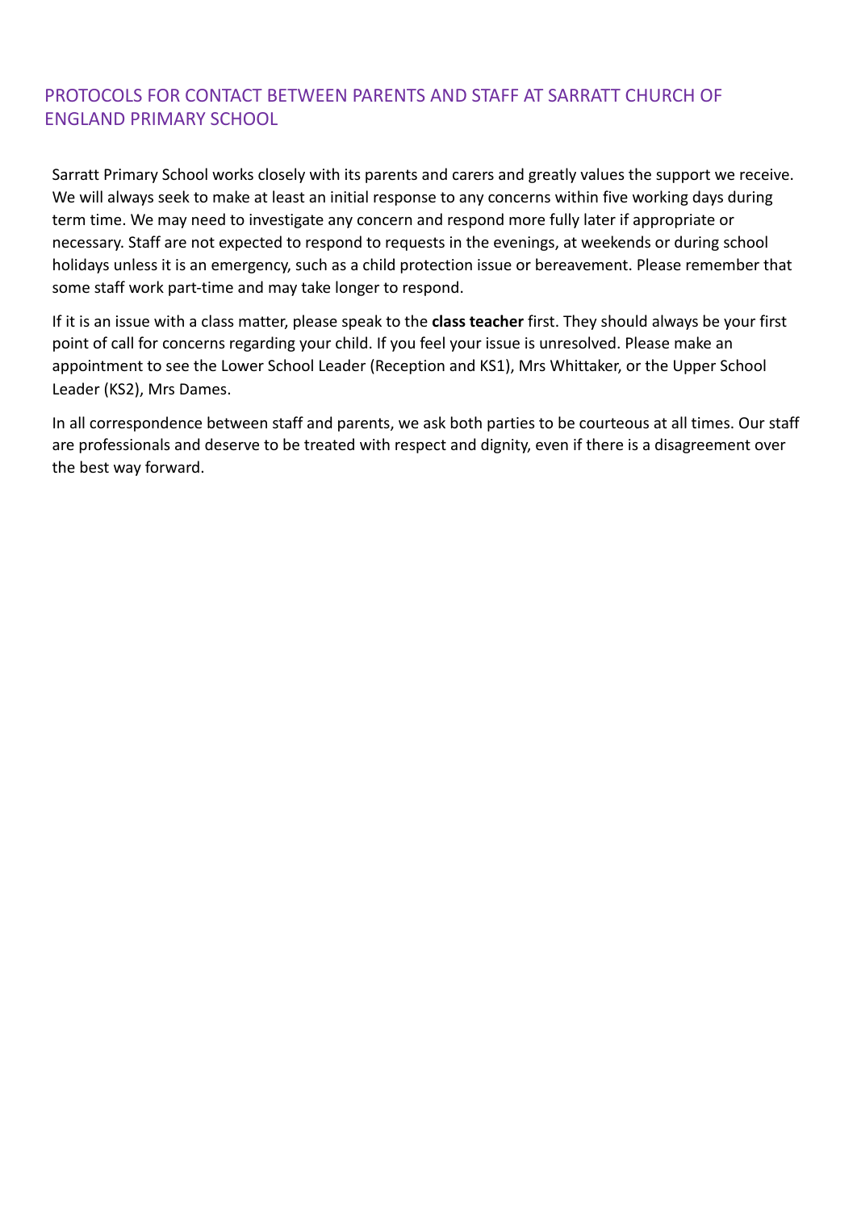## PROTOCOLS FOR CONTACT BETWEEN PARENTS AND STAFF AT SARRATT CHURCH OF ENGLAND PRIMARY SCHOOL

Sarratt Primary School works closely with its parents and carers and greatly values the support we receive. We will always seek to make at least an initial response to any concerns within five working days during term time. We may need to investigate any concern and respond more fully later if appropriate or necessary. Staff are not expected to respond to requests in the evenings, at weekends or during school holidays unless it is an emergency, such as a child protection issue or bereavement. Please remember that some staff work part-time and may take longer to respond.

If it is an issue with a class matter, please speak to the **class teacher** first. They should always be your first point of call for concerns regarding your child. If you feel your issue is unresolved. Please make an appointment to see the Lower School Leader (Reception and KS1), Mrs Whittaker, or the Upper School Leader (KS2), Mrs Dames.

In all correspondence between staff and parents, we ask both parties to be courteous at all times. Our staff are professionals and deserve to be treated with respect and dignity, even if there is a disagreement over the best way forward.